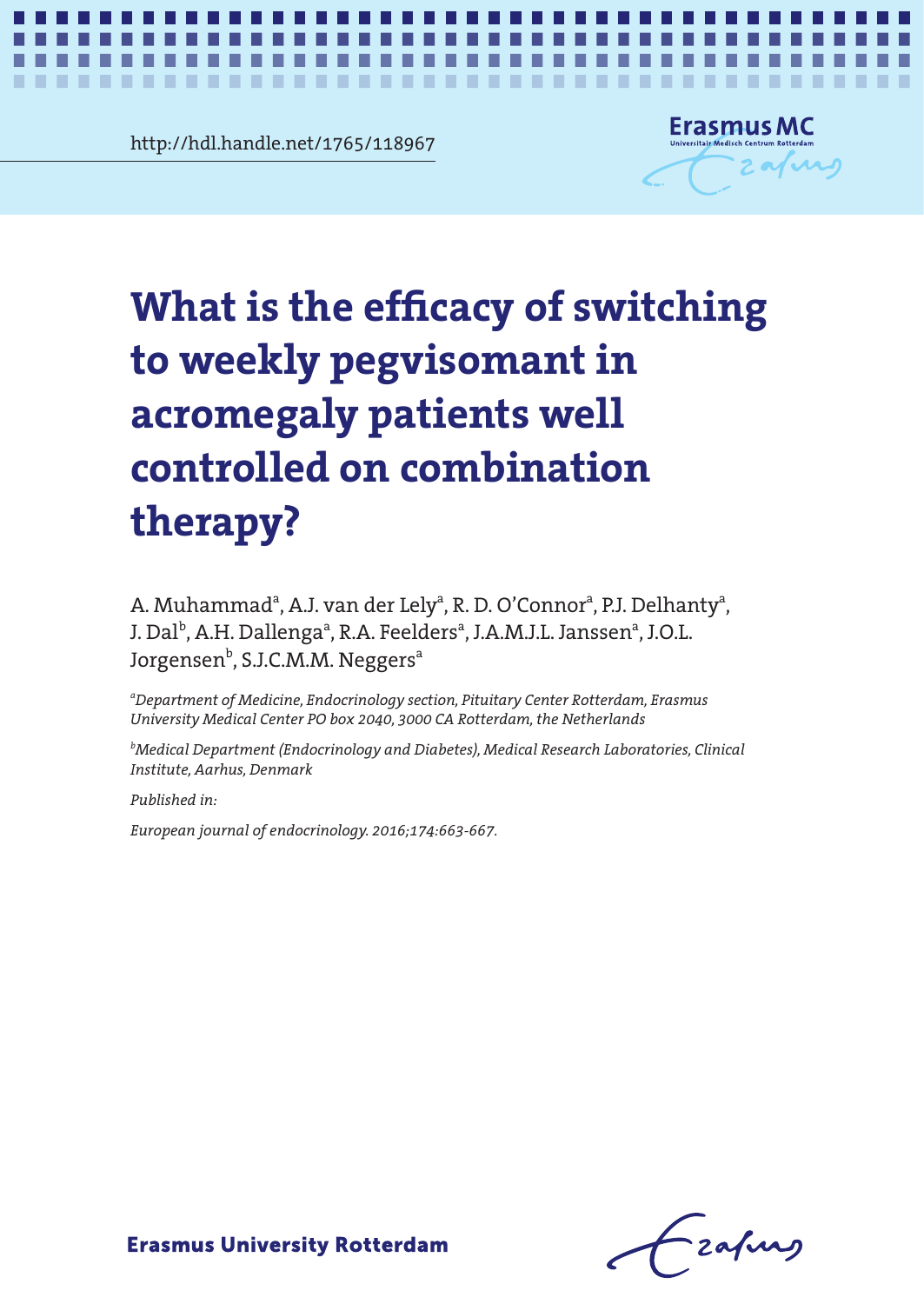http://hdl.handle.net/1765/118967

# What is the efficacy of switching to weekly pegvisomant in acromegaly patients well controlled on combination therapy?

A. Muhammad[a], A.J. van der Lely[a], R. D. O'Connor[a], P.J. Delhanty[a], J. Dal[b], A.H. Dallenga[a], R.A. Feelders[a], J.A.M.J.L. Janssen[a], J.O.L. Jorgensen[b], S.J.C.M.M. Neggers[a]

*[a]Department of Medicine, Endocrinology section, Pituitary Center Rotterdam, Erasmus University Medical Center PO box 2040, 3000 CA Rotterdam, the Netherlands*

*[b]Medical Department (Endocrinology and Diabetes), Medical Research Laboratories, Clinical Institute, Aarhus, Denmark*

*Published in:*

*European journal of endocrinology. 2016;174:663-667.*

**Erasmus University Rotterdam**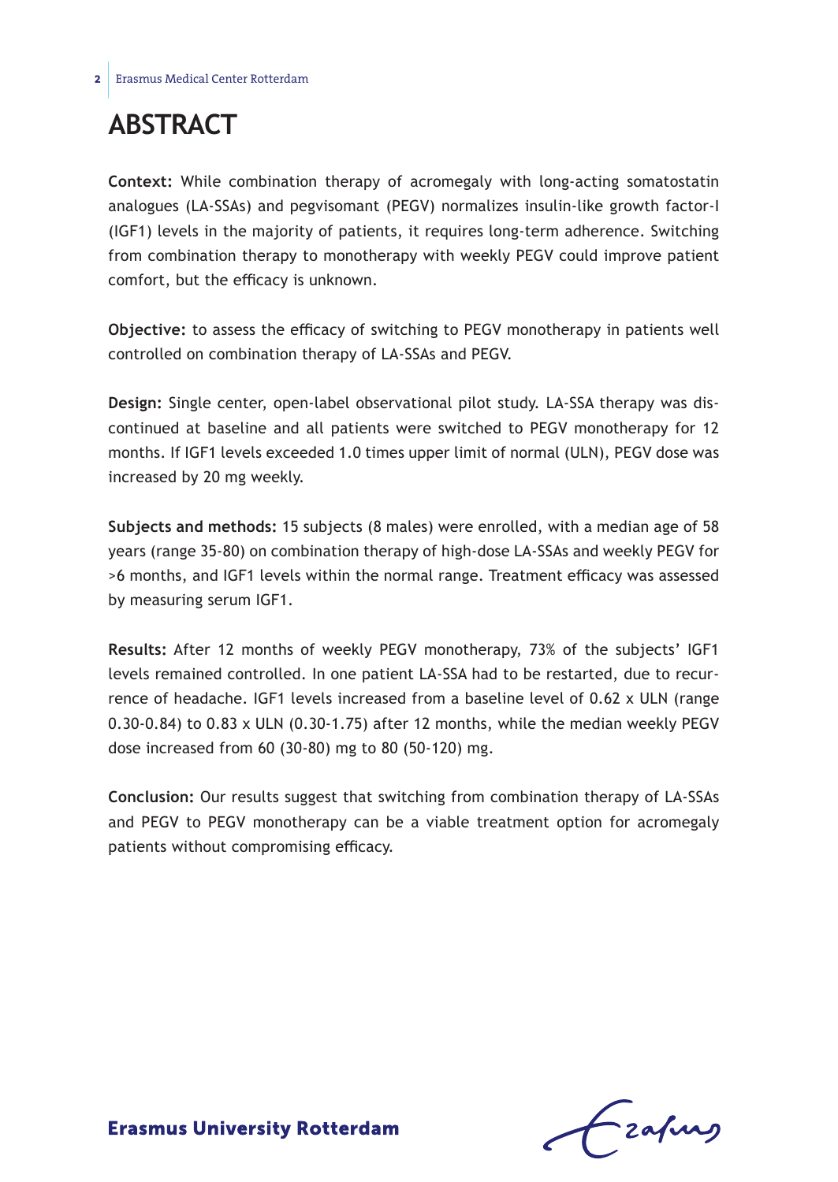# ABSTRACT

**Context:** While combination therapy of acromegaly with long-acting somatostatin analogues (LA-SSAs) and pegvisomant (PEGV) normalizes insulin-like growth factor-I (IGF1) levels in the majority of patients, it requires long-term adherence. Switching from combination therapy to monotherapy with weekly PEGV could improve patient comfort, but the efficacy is unknown.

**Objective:** to assess the efficacy of switching to PEGV monotherapy in patients well controlled on combination therapy of LA-SSAs and PEGV.

**Design:** Single center, open-label observational pilot study. LA-SSA therapy was discontinued at baseline and all patients were switched to PEGV monotherapy for 12 months. If IGF1 levels exceeded 1.0 times upper limit of normal (ULN), PEGV dose was increased by 20 mg weekly.

**Subjects and methods:** 15 subjects (8 males) were enrolled, with a median age of 58 years (range 35-80) on combination therapy of high-dose LA-SSAs and weekly PEGV for >6 months, and IGF1 levels within the normal range. Treatment efficacy was assessed by measuring serum IGF1.

**Results:** After 12 months of weekly PEGV monotherapy, 73% of the subjects' IGF1 levels remained controlled. In one patient LA-SSA had to be restarted, due to recurrence of headache. IGF1 levels increased from a baseline level of 0.62 x ULN (range 0.30-0.84) to 0.83 x ULN (0.30-1.75) after 12 months, while the median weekly PEGV dose increased from 60 (30-80) mg to 80 (50-120) mg.

**Conclusion:** Our results suggest that switching from combination therapy of LA-SSAs and PEGV to PEGV monotherapy can be a viable treatment option for acromegaly patients without compromising efficacy.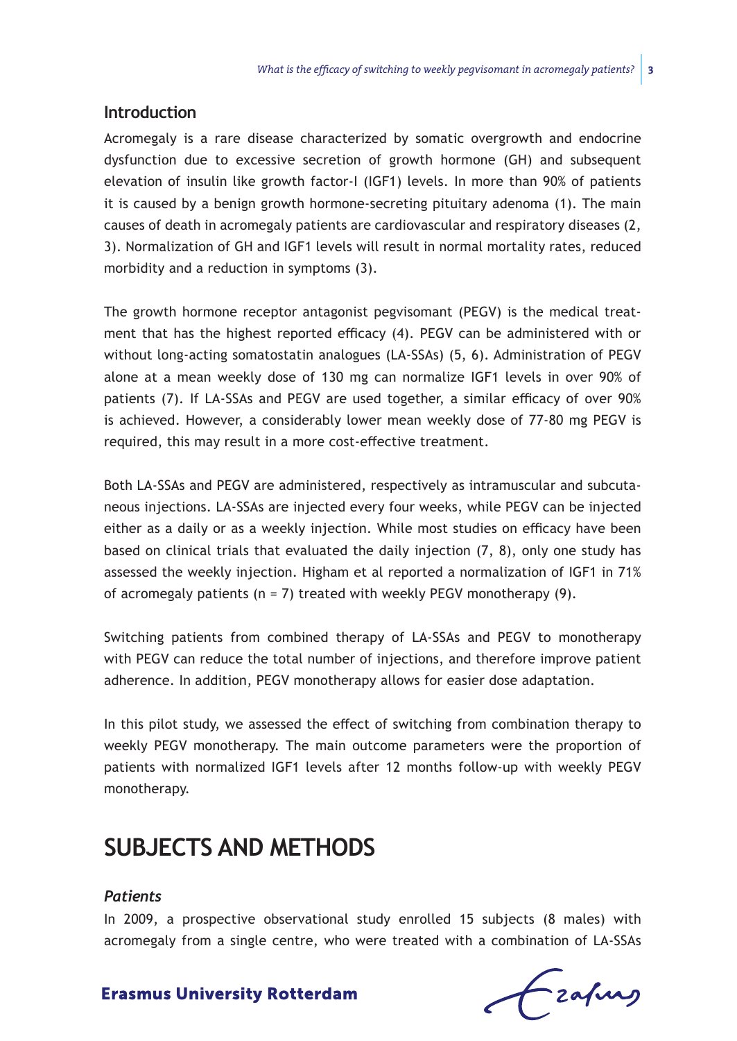## Introduction

Acromegaly is a rare disease characterized by somatic overgrowth and endocrine dysfunction due to excessive secretion of growth hormone (GH) and subsequent elevation of insulin like growth factor-I (IGF1) levels. In more than 90% of patients it is caused by a benign growth hormone-secreting pituitary adenoma (1). The main causes of death in acromegaly patients are cardiovascular and respiratory diseases (2, 3). Normalization of GH and IGF1 levels will result in normal mortality rates, reduced morbidity and a reduction in symptoms (3).

The growth hormone receptor antagonist pegvisomant (PEGV) is the medical treatment that has the highest reported efficacy (4). PEGV can be administered with or without long-acting somatostatin analogues (LA-SSAs) (5, 6). Administration of PEGV alone at a mean weekly dose of 130 mg can normalize IGF1 levels in over 90% of patients (7). If LA-SSAs and PEGV are used together, a similar efficacy of over 90% is achieved. However, a considerably lower mean weekly dose of 77-80 mg PEGV is required, this may result in a more cost-effective treatment.

Both LA-SSAs and PEGV are administered, respectively as intramuscular and subcutaneous injections. LA-SSAs are injected every four weeks, while PEGV can be injected either as a daily or as a weekly injection. While most studies on efficacy have been based on clinical trials that evaluated the daily injection (7, 8), only one study has assessed the weekly injection. Higham et al reported a normalization of IGF1 in 71% of acromegaly patients (n = 7) treated with weekly PEGV monotherapy (9).

Switching patients from combined therapy of LA-SSAs and PEGV to monotherapy with PEGV can reduce the total number of injections, and therefore improve patient adherence. In addition, PEGV monotherapy allows for easier dose adaptation.

In this pilot study, we assessed the effect of switching from combination therapy to weekly PEGV monotherapy. The main outcome parameters were the proportion of patients with normalized IGF1 levels after 12 months follow-up with weekly PEGV monotherapy.

# SUBJECTS AND METHODS

### *Patients*

In 2009, a prospective observational study enrolled 15 subjects (8 males) with acromegaly from a single centre, who were treated with a combination of LA-SSAs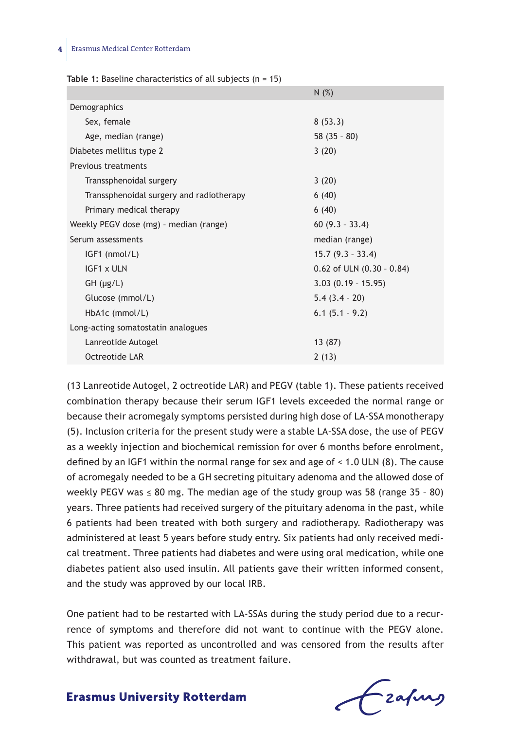**Table 1:** Baseline characteristics of all subjects (n = 15)

| | N (%) |
|---|---|
| Demographics | |
| Sex, female | 8 (53.3) |
| Age, median (range) | 58 (35 - 80) |
| Diabetes mellitus type 2 | 3 (20) |
| Previous treatments | |
| Transsphenoidal surgery | 3 (20) |
| Transsphenoidal surgery and radiotherapy | 6 (40) |
| Primary medical therapy | 6 (40) |
| Weekly PEGV dose (mg) - median (range) | 60 (9.3 - 33.4) |
| Serum assessments | median (range) |
| IGF1 (nmol/L) | 15.7 (9.3 - 33.4) |
| IGF1 x ULN | 0.62 of ULN (0.30 - 0.84) |
| GH (µg/L) | 3.03 (0.19 - 15.95) |
| Glucose (mmol/L) | 5.4 (3.4 - 20) |
| HbA1c (mmol/L) | 6.1 (5.1 - 9.2) |
| Long-acting somatostatin analogues | |
| Lanreotide Autogel | 13 (87) |
| Octreotide LAR | 2 (13) |

(13 Lanreotide Autogel, 2 octreotide LAR) and PEGV (table 1). These patients received combination therapy because their serum IGF1 levels exceeded the normal range or because their acromegaly symptoms persisted during high dose of LA-SSA monotherapy (5). Inclusion criteria for the present study were a stable LA-SSA dose, the use of PEGV as a weekly injection and biochemical remission for over 6 months before enrolment, defined by an IGF1 within the normal range for sex and age of < 1.0 ULN (8). The cause of acromegaly needed to be a GH secreting pituitary adenoma and the allowed dose of weekly PEGV was ≤ 80 mg. The median age of the study group was 58 (range 35 – 80) years. Three patients had received surgery of the pituitary adenoma in the past, while 6 patients had been treated with both surgery and radiotherapy. Radiotherapy was administered at least 5 years before study entry. Six patients had only received medical treatment. Three patients had diabetes and were using oral medication, while one diabetes patient also used insulin. All patients gave their written informed consent, and the study was approved by our local IRB.

One patient had to be restarted with LA-SSAs during the study period due to a recurrence of symptoms and therefore did not want to continue with the PEGV alone. This patient was reported as uncontrolled and was censored from the results after withdrawal, but was counted as treatment failure.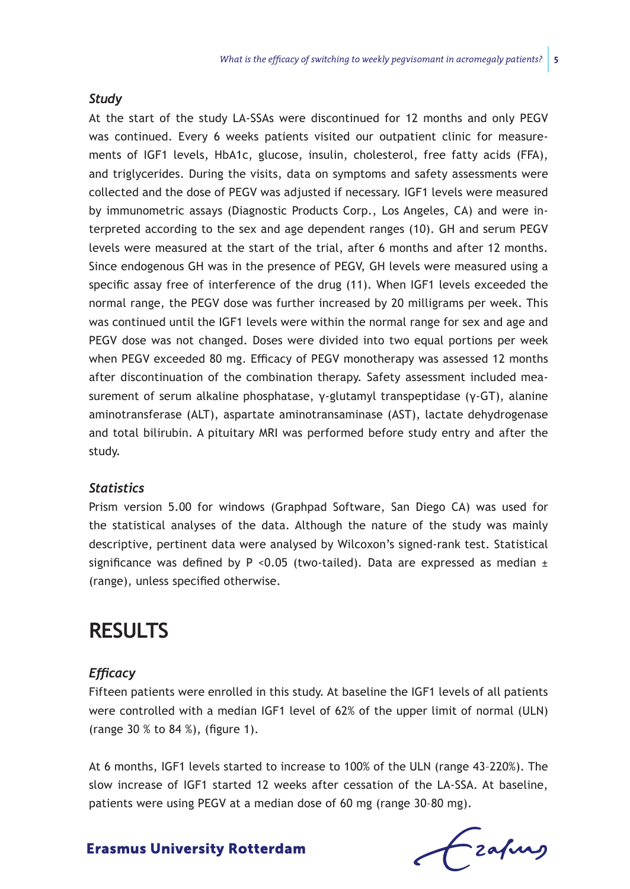### *Study*

At the start of the study LA-SSAs were discontinued for 12 months and only PEGV was continued. Every 6 weeks patients visited our outpatient clinic for measurements of IGF1 levels, HbA1c, glucose, insulin, cholesterol, free fatty acids (FFA), and triglycerides. During the visits, data on symptoms and safety assessments were collected and the dose of PEGV was adjusted if necessary. IGF1 levels were measured by immunometric assays (Diagnostic Products Corp., Los Angeles, CA) and were interpreted according to the sex and age dependent ranges (10). GH and serum PEGV levels were measured at the start of the trial, after 6 months and after 12 months. Since endogenous GH was in the presence of PEGV, GH levels were measured using a specific assay free of interference of the drug (11). When IGF1 levels exceeded the normal range, the PEGV dose was further increased by 20 milligrams per week. This was continued until the IGF1 levels were within the normal range for sex and age and PEGV dose was not changed. Doses were divided into two equal portions per week when PEGV exceeded 80 mg. Efficacy of PEGV monotherapy was assessed 12 months after discontinuation of the combination therapy. Safety assessment included measurement of serum alkaline phosphatase, γ-glutamyl transpeptidase (γ-GT), alanine aminotransferase (ALT), aspartate aminotransaminase (AST), lactate dehydrogenase and total bilirubin. A pituitary MRI was performed before study entry and after the study.

### *Statistics*

Prism version 5.00 for windows (Graphpad Software, San Diego CA) was used for the statistical analyses of the data. Although the nature of the study was mainly descriptive, pertinent data were analysed by Wilcoxon's signed-rank test. Statistical significance was defined by $P < 0.05$ (two-tailed). Data are expressed as median ± (range), unless specified otherwise.

## RESULTS

### *Efficacy*

Fifteen patients were enrolled in this study. At baseline the IGF1 levels of all patients were controlled with a median IGF1 level of 62% of the upper limit of normal (ULN) (range 30 % to 84 %), (figure 1).

At 6 months, IGF1 levels started to increase to 100% of the ULN (range 43–220%). The slow increase of IGF1 started 12 weeks after cessation of the LA-SSA. At baseline, patients were using PEGV at a median dose of 60 mg (range 30–80 mg).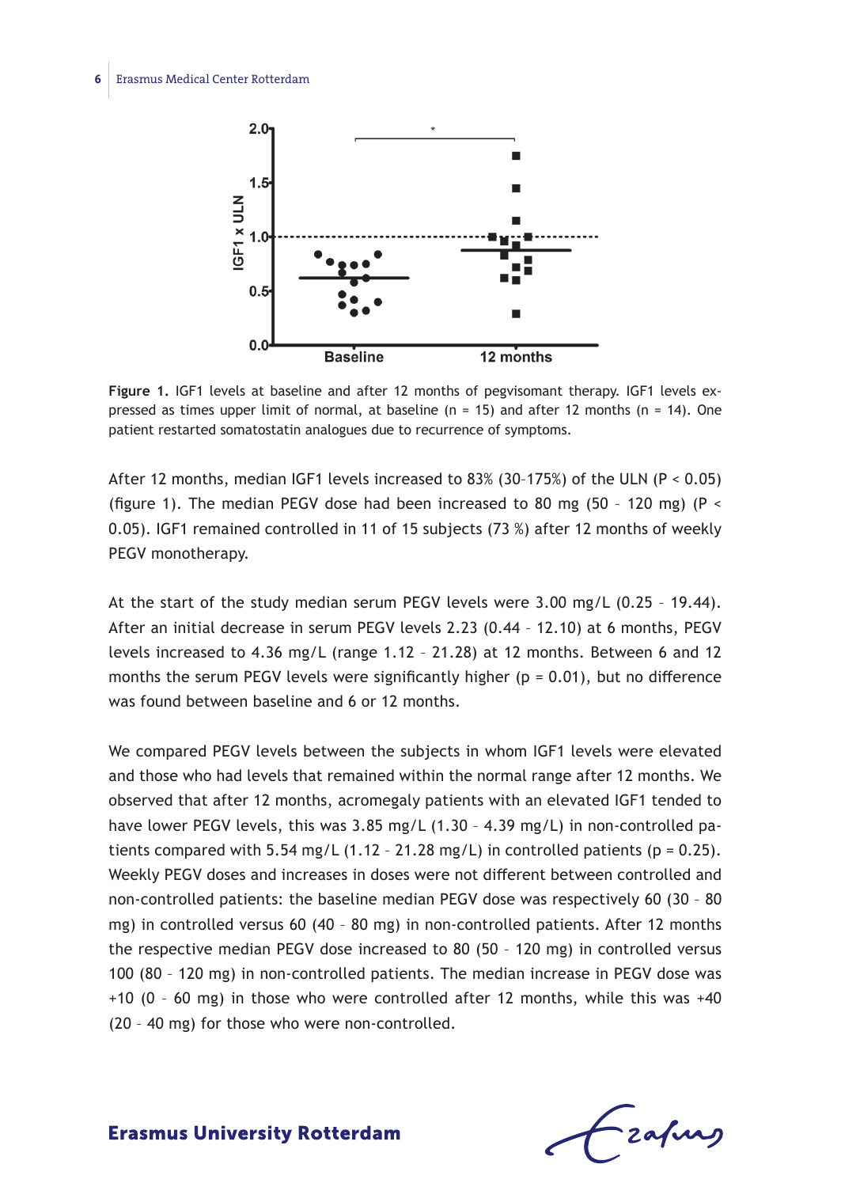**Figure 1.** IGF1 levels at baseline and after 12 months of pegvisomant therapy. IGF1 levels expressed as times upper limit of normal, at baseline (n = 15) and after 12 months (n = 14). One patient restarted somatostatin analogues due to recurrence of symptoms.

After 12 months, median IGF1 levels increased to 83% (30–175%) of the ULN ($P < 0.05$) (figure 1). The median PEGV dose had been increased to 80 mg (50 – 120 mg) ($P < 0.05$). IGF1 remained controlled in 11 of 15 subjects (73 %) after 12 months of weekly PEGV monotherapy.

At the start of the study median serum PEGV levels were 3.00 mg/L (0.25 – 19.44). After an initial decrease in serum PEGV levels 2.23 (0.44 – 12.10) at 6 months, PEGV levels increased to 4.36 mg/L (range 1.12 – 21.28) at 12 months. Between 6 and 12 months the serum PEGV levels were significantly higher ($p = 0.01$), but no difference was found between baseline and 6 or 12 months.

We compared PEGV levels between the subjects in whom IGF1 levels were elevated and those who had levels that remained within the normal range after 12 months. We observed that after 12 months, acromegaly patients with an elevated IGF1 tended to have lower PEGV levels, this was 3.85 mg/L (1.30 – 4.39 mg/L) in non-controlled patients compared with 5.54 mg/L (1.12 – 21.28 mg/L) in controlled patients ($p = 0.25$). Weekly PEGV doses and increases in doses were not different between controlled and non-controlled patients: the baseline median PEGV dose was respectively 60 (30 – 80 mg) in controlled versus 60 (40 – 80 mg) in non-controlled patients. After 12 months the respective median PEGV dose increased to 80 (50 – 120 mg) in controlled versus 100 (80 – 120 mg) in non-controlled patients. The median increase in PEGV dose was +10 (0 – 60 mg) in those who were controlled after 12 months, while this was +40 (20 – 40 mg) for those who were non-controlled.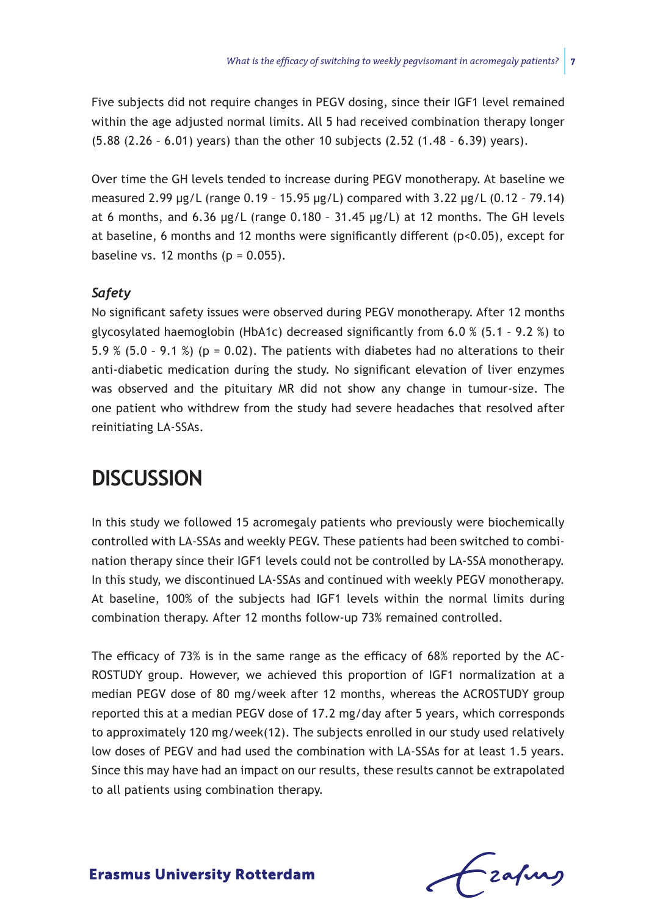Five subjects did not require changes in PEGV dosing, since their IGF1 level remained within the age adjusted normal limits. All 5 had received combination therapy longer (5.88 (2.26 – 6.01) years) than the other 10 subjects (2.52 (1.48 – 6.39) years).

Over time the GH levels tended to increase during PEGV monotherapy. At baseline we measured 2.99 μg/L (range 0.19 – 15.95 μg/L) compared with 3.22 μg/L (0.12 – 79.14) at 6 months, and 6.36 μg/L (range 0.180 – 31.45 μg/L) at 12 months. The GH levels at baseline, 6 months and 12 months were significantly different ($p<0.05$), except for baseline vs. 12 months ($p = 0.055$).

### *Safety*

No significant safety issues were observed during PEGV monotherapy. After 12 months glycosylated haemoglobin (HbA1c) decreased significantly from 6.0 % (5.1 – 9.2 %) to 5.9 % (5.0 – 9.1 %) ($p = 0.02$). The patients with diabetes had no alterations to their anti-diabetic medication during the study. No significant elevation of liver enzymes was observed and the pituitary MR did not show any change in tumour-size. The one patient who withdrew from the study had severe headaches that resolved after reinitiating LA-SSAs.

## DISCUSSION

In this study we followed 15 acromegaly patients who previously were biochemically controlled with LA-SSAs and weekly PEGV. These patients had been switched to combination therapy since their IGF1 levels could not be controlled by LA-SSA monotherapy. In this study, we discontinued LA-SSAs and continued with weekly PEGV monotherapy. At baseline, 100% of the subjects had IGF1 levels within the normal limits during combination therapy. After 12 months follow-up 73% remained controlled.

The efficacy of 73% is in the same range as the efficacy of 68% reported by the ACROSTUDY group. However, we achieved this proportion of IGF1 normalization at a median PEGV dose of 80 mg/week after 12 months, whereas the ACROSTUDY group reported this at a median PEGV dose of 17.2 mg/day after 5 years, which corresponds to approximately 120 mg/week(12). The subjects enrolled in our study used relatively low doses of PEGV and had used the combination with LA-SSAs for at least 1.5 years. Since this may have had an impact on our results, these results cannot be extrapolated to all patients using combination therapy.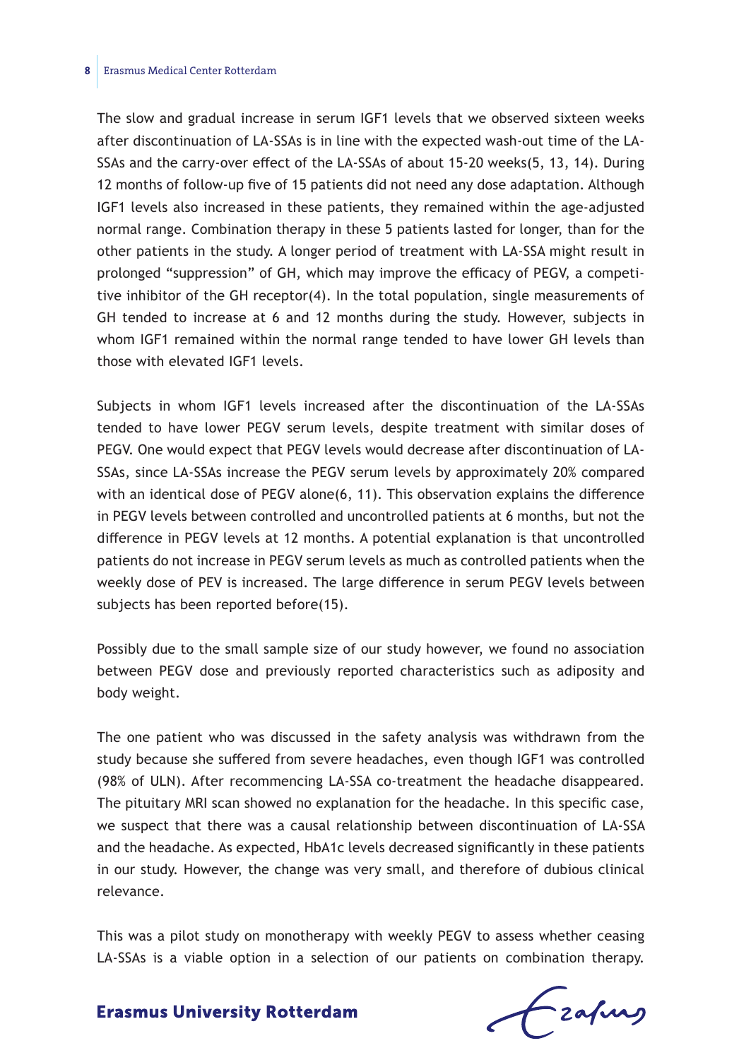The slow and gradual increase in serum IGF1 levels that we observed sixteen weeks after discontinuation of LA-SSAs is in line with the expected wash-out time of the LA-SSAs and the carry-over effect of the LA-SSAs of about 15-20 weeks(5, 13, 14). During 12 months of follow-up five of 15 patients did not need any dose adaptation. Although IGF1 levels also increased in these patients, they remained within the age-adjusted normal range. Combination therapy in these 5 patients lasted for longer, than for the other patients in the study. A longer period of treatment with LA-SSA might result in prolonged "suppression" of GH, which may improve the efficacy of PEGV, a competitive inhibitor of the GH receptor(4). In the total population, single measurements of GH tended to increase at 6 and 12 months during the study. However, subjects in whom IGF1 remained within the normal range tended to have lower GH levels than those with elevated IGF1 levels.

Subjects in whom IGF1 levels increased after the discontinuation of the LA-SSAs tended to have lower PEGV serum levels, despite treatment with similar doses of PEGV. One would expect that PEGV levels would decrease after discontinuation of LA-SSAs, since LA-SSAs increase the PEGV serum levels by approximately 20% compared with an identical dose of PEGV alone(6, 11). This observation explains the difference in PEGV levels between controlled and uncontrolled patients at 6 months, but not the difference in PEGV levels at 12 months. A potential explanation is that uncontrolled patients do not increase in PEGV serum levels as much as controlled patients when the weekly dose of PEV is increased. The large difference in serum PEGV levels between subjects has been reported before(15).

Possibly due to the small sample size of our study however, we found no association between PEGV dose and previously reported characteristics such as adiposity and body weight.

The one patient who was discussed in the safety analysis was withdrawn from the study because she suffered from severe headaches, even though IGF1 was controlled (98% of ULN). After recommencing LA-SSA co-treatment the headache disappeared. The pituitary MRI scan showed no explanation for the headache. In this specific case, we suspect that there was a causal relationship between discontinuation of LA-SSA and the headache. As expected, HbA1c levels decreased significantly in these patients in our study. However, the change was very small, and therefore of dubious clinical relevance.

This was a pilot study on monotherapy with weekly PEGV to assess whether ceasing LA-SSAs is a viable option in a selection of our patients on combination therapy.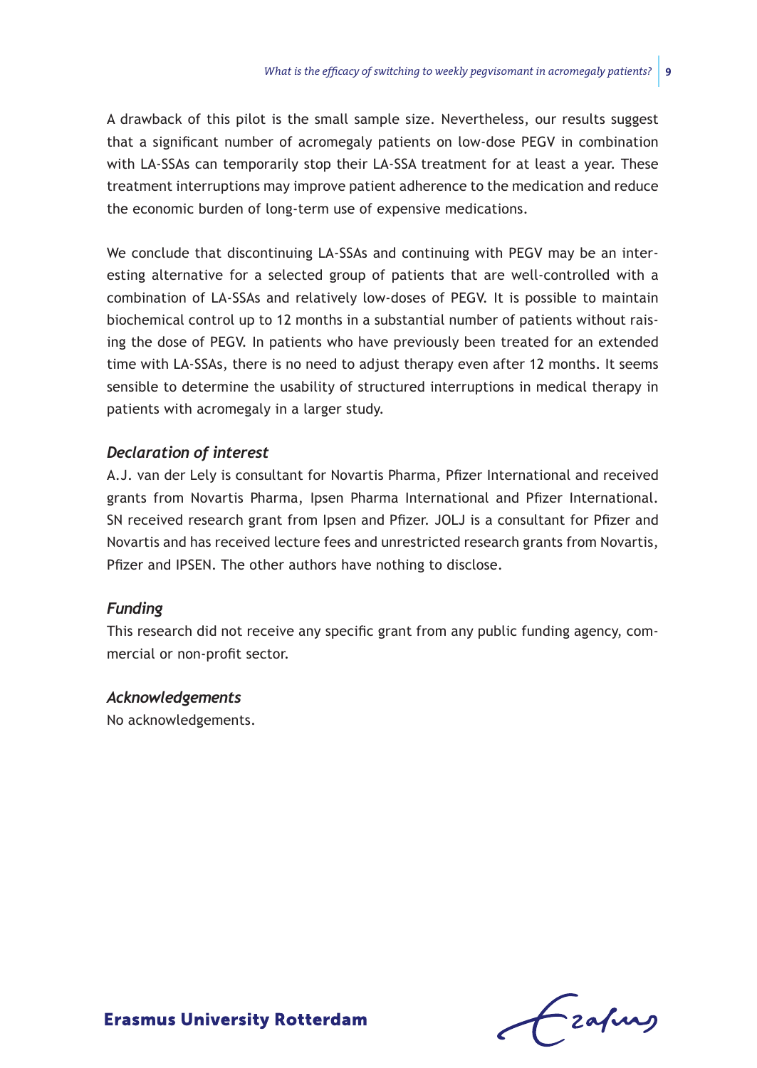A drawback of this pilot is the small sample size. Nevertheless, our results suggest that a significant number of acromegaly patients on low-dose PEGV in combination with LA-SSAs can temporarily stop their LA-SSA treatment for at least a year. These treatment interruptions may improve patient adherence to the medication and reduce the economic burden of long-term use of expensive medications.

We conclude that discontinuing LA-SSAs and continuing with PEGV may be an interesting alternative for a selected group of patients that are well-controlled with a combination of LA-SSAs and relatively low-doses of PEGV. It is possible to maintain biochemical control up to 12 months in a substantial number of patients without raising the dose of PEGV. In patients who have previously been treated for an extended time with LA-SSAs, there is no need to adjust therapy even after 12 months. It seems sensible to determine the usability of structured interruptions in medical therapy in patients with acromegaly in a larger study.

### *Declaration of interest*

A.J. van der Lely is consultant for Novartis Pharma, Pfizer International and received grants from Novartis Pharma, Ipsen Pharma International and Pfizer International. SN received research grant from Ipsen and Pfizer. JOLJ is a consultant for Pfizer and Novartis and has received lecture fees and unrestricted research grants from Novartis, Pfizer and IPSEN. The other authors have nothing to disclose.

### *Funding*

This research did not receive any specific grant from any public funding agency, commercial or non-profit sector.

### *Acknowledgements*

No acknowledgements.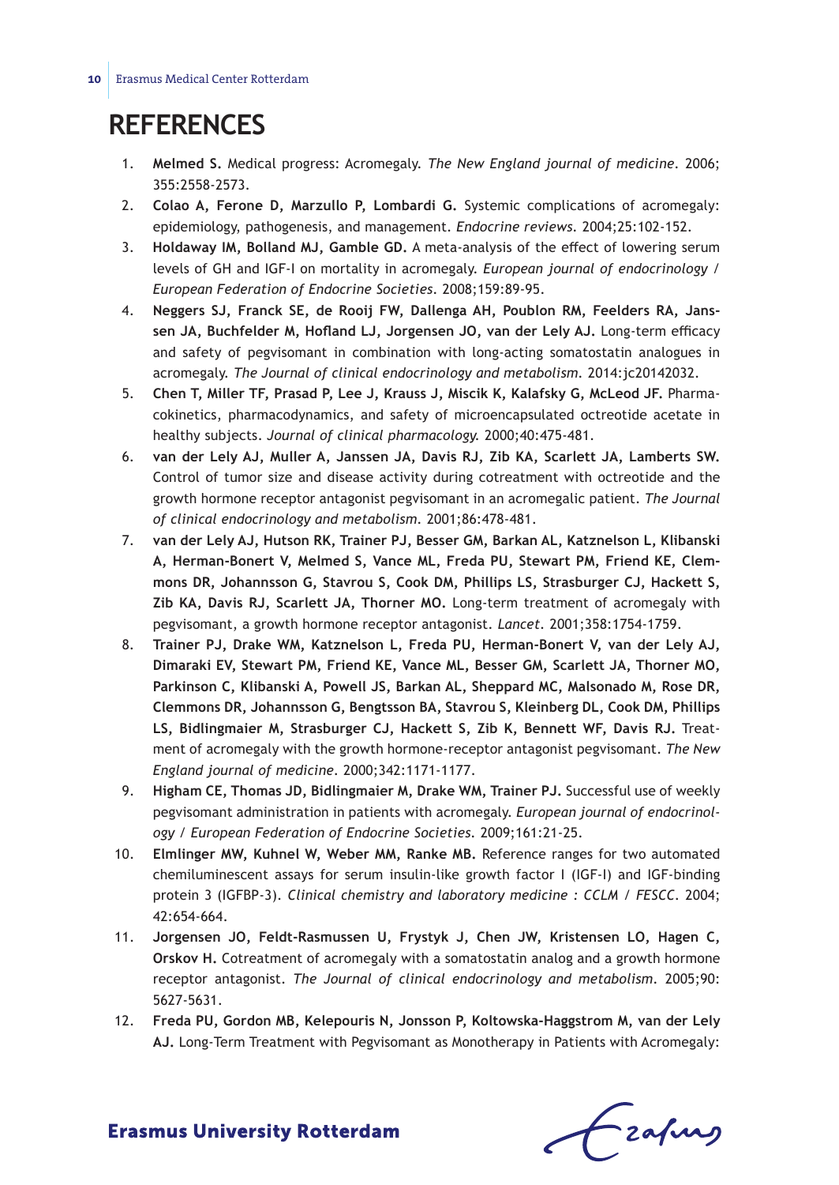# REFERENCES

1. **Melmed S.** Medical progress: Acromegaly. *The New England journal of medicine*. 2006; 355:2558-2573.
2. **Colao A, Ferone D, Marzullo P, Lombardi G.** Systemic complications of acromegaly: epidemiology, pathogenesis, and management. *Endocrine reviews*. 2004;25:102-152.
3. **Holdaway IM, Bolland MJ, Gamble GD.** A meta-analysis of the effect of lowering serum levels of GH and IGF-I on mortality in acromegaly. *European journal of endocrinology / European Federation of Endocrine Societies*. 2008;159:89-95.
4. **Neggers SJ, Franck SE, de Rooij FW, Dallenga AH, Poublon RM, Feelders RA, Janssen JA, Buchfelder M, Hofland LJ, Jorgensen JO, van der Lely AJ.** Long-term efficacy and safety of pegvisomant in combination with long-acting somatostatin analogues in acromegaly. *The Journal of clinical endocrinology and metabolism*. 2014:jc20142032.
5. **Chen T, Miller TF, Prasad P, Lee J, Krauss J, Miscik K, Kalafsky G, McLeod JF.** Pharmacokinetics, pharmacodynamics, and safety of microencapsulated octreotide acetate in healthy subjects. *Journal of clinical pharmacology.* 2000;40:475-481.
6. **van der Lely AJ, Muller A, Janssen JA, Davis RJ, Zib KA, Scarlett JA, Lamberts SW.** Control of tumor size and disease activity during cotreatment with octreotide and the growth hormone receptor antagonist pegvisomant in an acromegalic patient. *The Journal of clinical endocrinology and metabolism*. 2001;86:478-481.
7. **van der Lely AJ, Hutson RK, Trainer PJ, Besser GM, Barkan AL, Katznelson L, Klibanski A, Herman-Bonert V, Melmed S, Vance ML, Freda PU, Stewart PM, Friend KE, Clemmons DR, Johannsson G, Stavrou S, Cook DM, Phillips LS, Strasburger CJ, Hackett S, Zib KA, Davis RJ, Scarlett JA, Thorner MO.** Long-term treatment of acromegaly with pegvisomant, a growth hormone receptor antagonist. *Lancet*. 2001;358:1754-1759.
8. **Trainer PJ, Drake WM, Katznelson L, Freda PU, Herman-Bonert V, van der Lely AJ, Dimaraki EV, Stewart PM, Friend KE, Vance ML, Besser GM, Scarlett JA, Thorner MO, Parkinson C, Klibanski A, Powell JS, Barkan AL, Sheppard MC, Malsonado M, Rose DR, Clemmons DR, Johannsson G, Bengtsson BA, Stavrou S, Kleinberg DL, Cook DM, Phillips LS, Bidlingmaier M, Strasburger CJ, Hackett S, Zib K, Bennett WF, Davis RJ.** Treatment of acromegaly with the growth hormone-receptor antagonist pegvisomant. *The New England journal of medicine*. 2000;342:1171-1177.
9. **Higham CE, Thomas JD, Bidlingmaier M, Drake WM, Trainer PJ.** Successful use of weekly pegvisomant administration in patients with acromegaly. *European journal of endocrinology / European Federation of Endocrine Societies.* 2009;161:21-25.
10. **Elmlinger MW, Kuhnel W, Weber MM, Ranke MB.** Reference ranges for two automated chemiluminescent assays for serum insulin-like growth factor I (IGF-I) and IGF-binding protein 3 (IGFBP-3). *Clinical chemistry and laboratory medicine : CCLM / FESCC*. 2004; 42:654-664.
11. **Jorgensen JO, Feldt-Rasmussen U, Frystyk J, Chen JW, Kristensen LO, Hagen C, Orskov H.** Cotreatment of acromegaly with a somatostatin analog and a growth hormone receptor antagonist. *The Journal of clinical endocrinology and metabolism*. 2005;90: 5627-5631.
12. **Freda PU, Gordon MB, Kelepouris N, Jonsson P, Koltowska-Haggstrom M, van der Lely AJ.** Long-Term Treatment with Pegvisomant as Monotherapy in Patients with Acromegaly: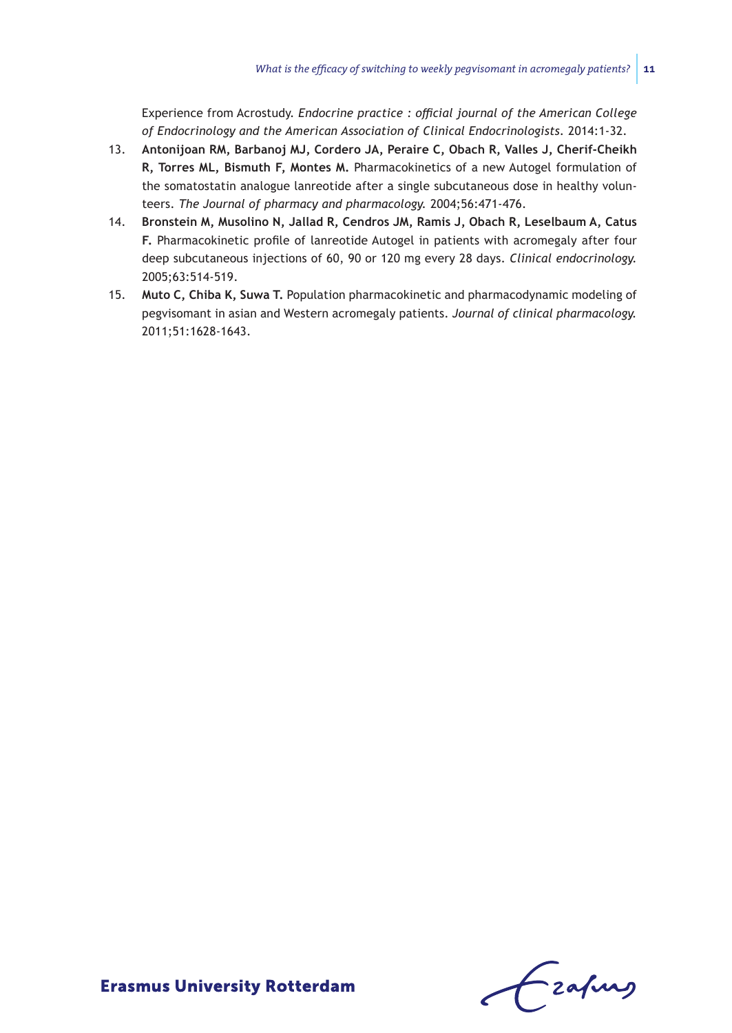Experience from Acrostudy. *Endocrine practice : official journal of the American College of Endocrinology and the American Association of Clinical Endocrinologists*. 2014:1-32.

13. **Antonijoan RM, Barbanoj MJ, Cordero JA, Peraire C, Obach R, Valles J, Cherif-Cheikh R, Torres ML, Bismuth F, Montes M.** Pharmacokinetics of a new Autogel formulation of the somatostatin analogue lanreotide after a single subcutaneous dose in healthy volunteers. *The Journal of pharmacy and pharmacology.* 2004;56:471-476.
14. **Bronstein M, Musolino N, Jallad R, Cendros JM, Ramis J, Obach R, Leselbaum A, Catus F.** Pharmacokinetic profile of lanreotide Autogel in patients with acromegaly after four deep subcutaneous injections of 60, 90 or 120 mg every 28 days. *Clinical endocrinology.* 2005;63:514-519.
15. **Muto C, Chiba K, Suwa T.** Population pharmacokinetic and pharmacodynamic modeling of pegvisomant in asian and Western acromegaly patients. *Journal of clinical pharmacology.* 2011;51:1628-1643.